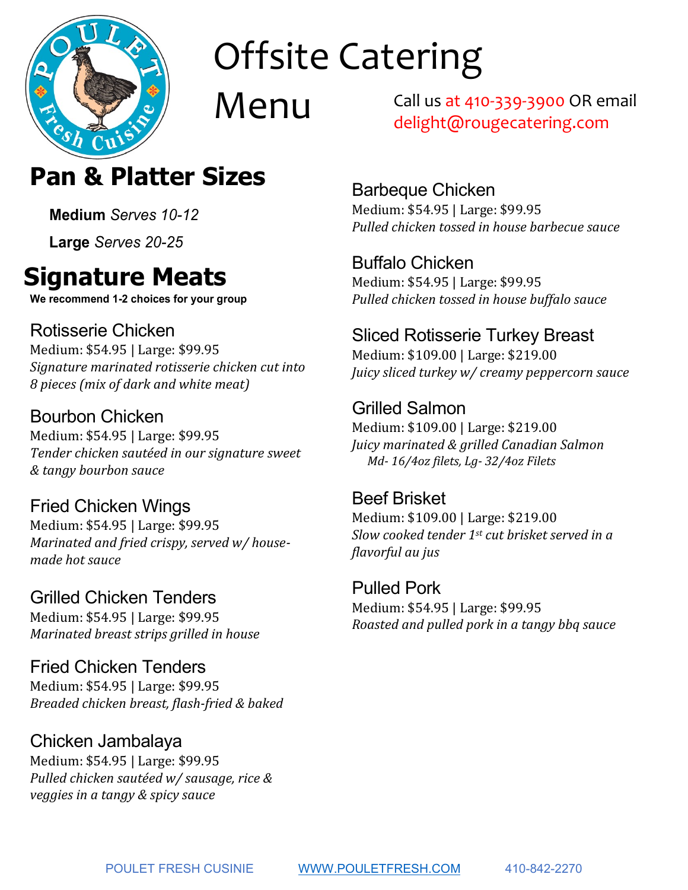# Offsite Catering Menu

Call us at 410-339-3900 OR email delight@rougecatering.com

## Pan & Platter Sizes

**Medium** *Serves 10-12*

**Large** *Serves 20-25*

## Signature Meats

**We recommend 1-2 choices for your group**

### Rotisserie Chicken
Medium: $54.95 | Large: $99.95
*Signature marinated rotisserie chicken cut into 8 pieces (mix of dark and white meat)*

### Bourbon Chicken
Medium: $54.95 | Large: $99.95
*Tender chicken sautéed in our signature sweet & tangy bourbon sauce*

### Fried Chicken Wings
Medium: $54.95 | Large: $99.95
*Marinated and fried crispy, served w/ house-made hot sauce*

### Grilled Chicken Tenders
Medium: $54.95 | Large: $99.95
*Marinated breast strips grilled in house*

### Fried Chicken Tenders
Medium: $54.95 | Large: $99.95
*Breaded chicken breast, flash-fried & baked*

### Chicken Jambalaya
Medium: $54.95 | Large: $99.95
*Pulled chicken sautéed w/ sausage, rice & veggies in a tangy & spicy sauce*

### Barbeque Chicken
Medium: $54.95 | Large: $99.95
*Pulled chicken tossed in house barbecue sauce*

### Buffalo Chicken
Medium: $54.95 | Large: $99.95
*Pulled chicken tossed in house buffalo sauce*

### Sliced Rotisserie Turkey Breast
Medium: $109.00 | Large: $219.00
*Juicy sliced turkey w/ creamy peppercorn sauce*

### Grilled Salmon
Medium: $109.00 | Large: $219.00
*Juicy marinated & grilled Canadian Salmon*
*Md- 16/4oz filets, Lg- 32/4oz Filets*

### Beef Brisket
Medium: $109.00 | Large: $219.00
*Slow cooked tender 1st cut brisket served in a flavorful au jus*

### Pulled Pork
Medium: $54.95 | Large: $99.95
*Roasted and pulled pork in a tangy bbq sauce*

POULET FRESH CUSINIE    WWW.POULETFRESH.COM    410-842-2270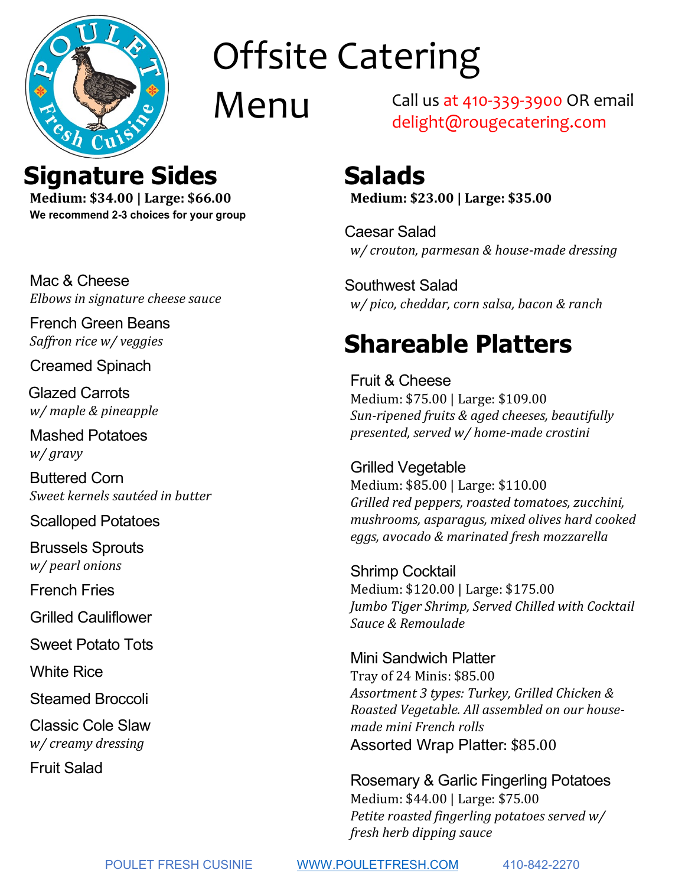# Offsite Catering Menu

Call us at 410-339-3900 OR email delight@rougecatering.com

## Signature Sides

**Medium: $34.00 | Large: $66.00**

**We recommend 2-3 choices for your group**

Mac & Cheese
*Elbows in signature cheese sauce*

French Green Beans
*Saffron rice w/ veggies*

Creamed Spinach

Glazed Carrots
*w/ maple & pineapple*

Mashed Potatoes
*w/ gravy*

Buttered Corn
*Sweet kernels sautéed in butter*

Scalloped Potatoes

Brussels Sprouts
*w/ pearl onions*

French Fries

Grilled Cauliflower

Sweet Potato Tots

White Rice

Steamed Broccoli

Classic Cole Slaw
*w/ creamy dressing*

Fruit Salad

## Salads

**Medium: $23.00 | Large: $35.00**

Caesar Salad
*w/ crouton, parmesan & house-made dressing*

Southwest Salad
*w/ pico, cheddar, corn salsa, bacon & ranch*

## Shareable Platters

Fruit & Cheese
Medium: $75.00 | Large: $109.00
*Sun-ripened fruits & aged cheeses, beautifully presented, served w/ home-made crostini*

Grilled Vegetable
Medium: $85.00 | Large: $110.00
*Grilled red peppers, roasted tomatoes, zucchini, mushrooms, asparagus, mixed olives hard cooked eggs, avocado & marinated fresh mozzarella*

Shrimp Cocktail
Medium: $120.00 | Large: $175.00
*Jumbo Tiger Shrimp, Served Chilled with Cocktail Sauce & Remoulade*

Mini Sandwich Platter
Tray of 24 Minis: $85.00
*Assortment 3 types: Turkey, Grilled Chicken & Roasted Vegetable. All assembled on our house-made mini French rolls*

Assorted Wrap Platter: $85.00

Rosemary & Garlic Fingerling Potatoes
Medium: $44.00 | Large: $75.00
*Petite roasted fingerling potatoes served w/ fresh herb dipping sauce*

POULET FRESH CUSINIE  WWW.POULETFRESH.COM  410-842-2270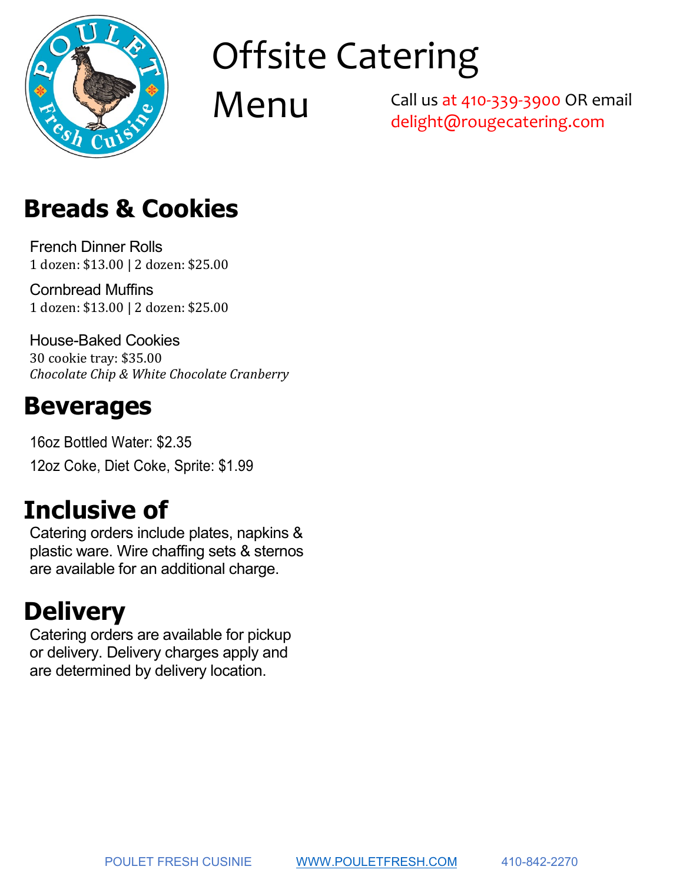# Offsite Catering Menu

Call us at 410-339-3900 OR email delight@rougecatering.com

## Breads & Cookies

French Dinner Rolls
1 dozen: $13.00 | 2 dozen: $25.00

Cornbread Muffins
1 dozen: $13.00 | 2 dozen: $25.00

House-Baked Cookies
30 cookie tray: $35.00
*Chocolate Chip & White Chocolate Cranberry*

## Beverages

16oz Bottled Water: $2.35

12oz Coke, Diet Coke, Sprite: $1.99

## Inclusive of

Catering orders include plates, napkins & plastic ware. Wire chaffing sets & sternos are available for an additional charge.

## Delivery

Catering orders are available for pickup or delivery. Delivery charges apply and are determined by delivery location.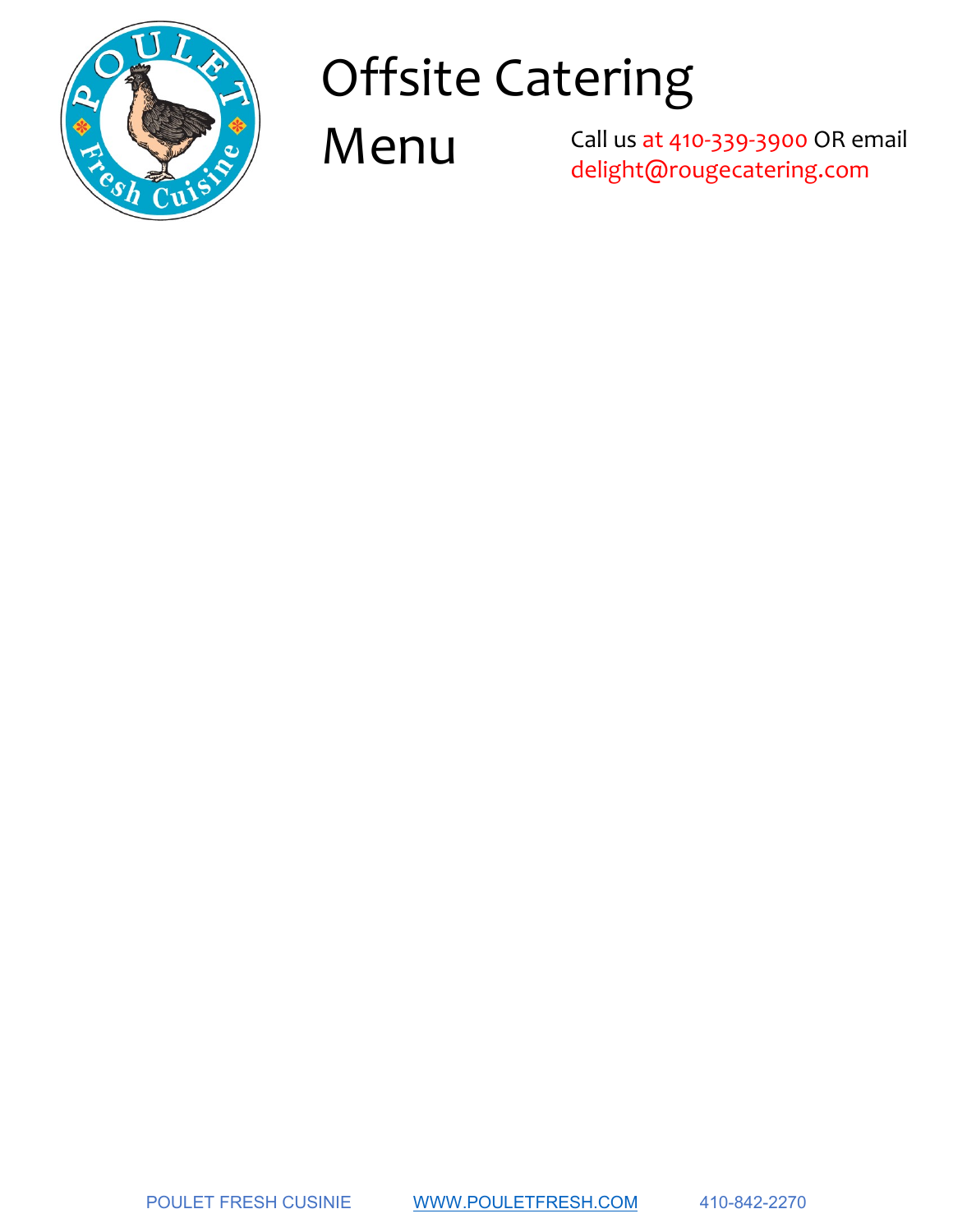# Offsite Catering Menu

Call us at 410-339-3900 OR email delight@rougecatering.com